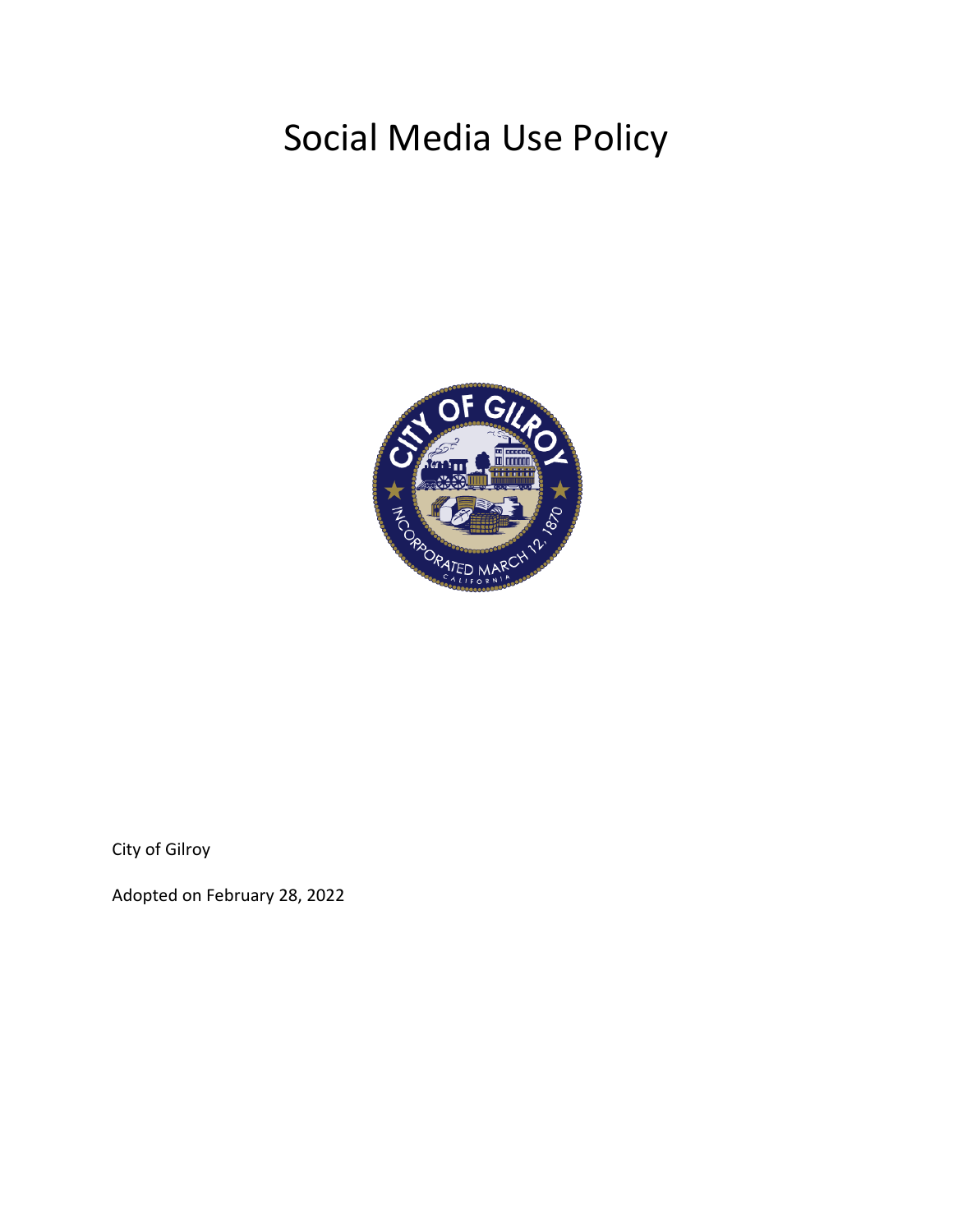# Social Media Use Policy

City of Gilroy

Adopted on February 28, 2022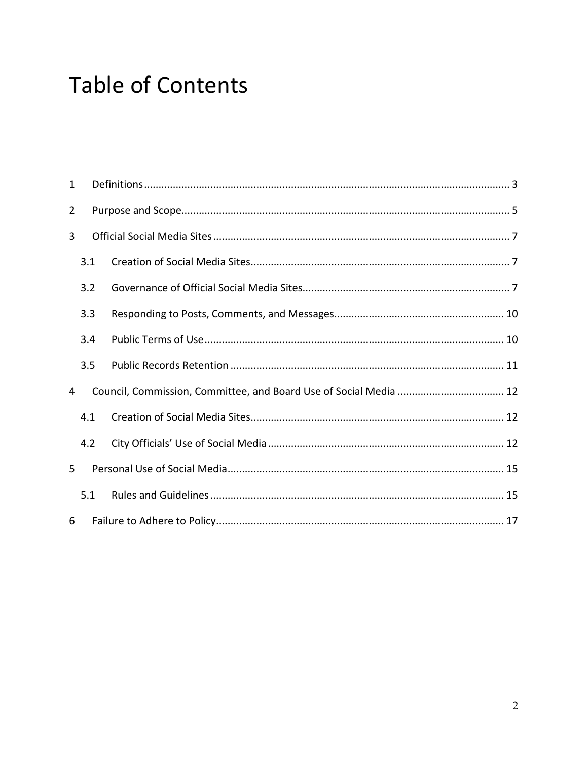# Table of Contents

1 Definitions ..... 3

2 Purpose and Scope ..... 5

3 Official Social Media Sites ..... 7

- 3.1 Creation of Social Media Sites ..... 7
- 3.2 Governance of Official Social Media Sites ..... 7
- 3.3 Responding to Posts, Comments, and Messages ..... 10
- 3.4 Public Terms of Use ..... 10
- 3.5 Public Records Retention ..... 11

4 Council, Commission, Committee, and Board Use of Social Media ..... 12

- 4.1 Creation of Social Media Sites ..... 12
- 4.2 City Officials' Use of Social Media ..... 12

5 Personal Use of Social Media ..... 15

- 5.1 Rules and Guidelines ..... 15

6 Failure to Adhere to Policy ..... 17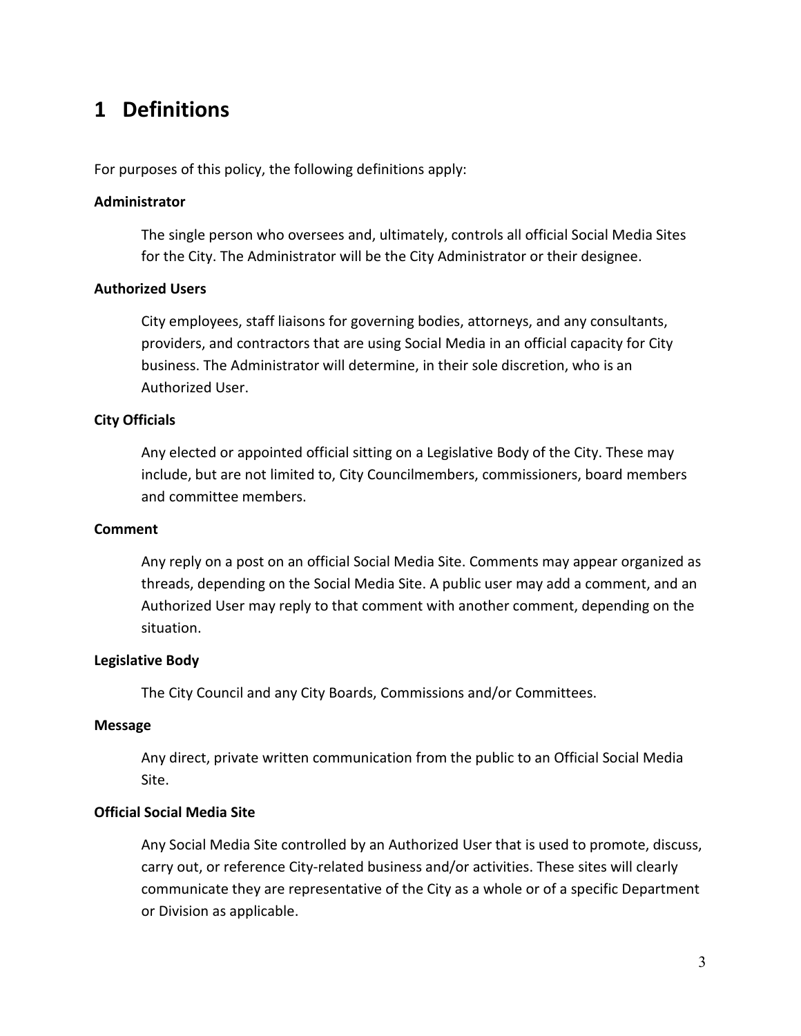# 1 Definitions

For purposes of this policy, the following definitions apply:

**Administrator**

The single person who oversees and, ultimately, controls all official Social Media Sites for the City. The Administrator will be the City Administrator or their designee.

**Authorized Users**

City employees, staff liaisons for governing bodies, attorneys, and any consultants, providers, and contractors that are using Social Media in an official capacity for City business. The Administrator will determine, in their sole discretion, who is an Authorized User.

**City Officials**

Any elected or appointed official sitting on a Legislative Body of the City. These may include, but are not limited to, City Councilmembers, commissioners, board members and committee members.

**Comment**

Any reply on a post on an official Social Media Site. Comments may appear organized as threads, depending on the Social Media Site. A public user may add a comment, and an Authorized User may reply to that comment with another comment, depending on the situation.

**Legislative Body**

The City Council and any City Boards, Commissions and/or Committees.

**Message**

Any direct, private written communication from the public to an Official Social Media Site.

**Official Social Media Site**

Any Social Media Site controlled by an Authorized User that is used to promote, discuss, carry out, or reference City-related business and/or activities. These sites will clearly communicate they are representative of the City as a whole or of a specific Department or Division as applicable.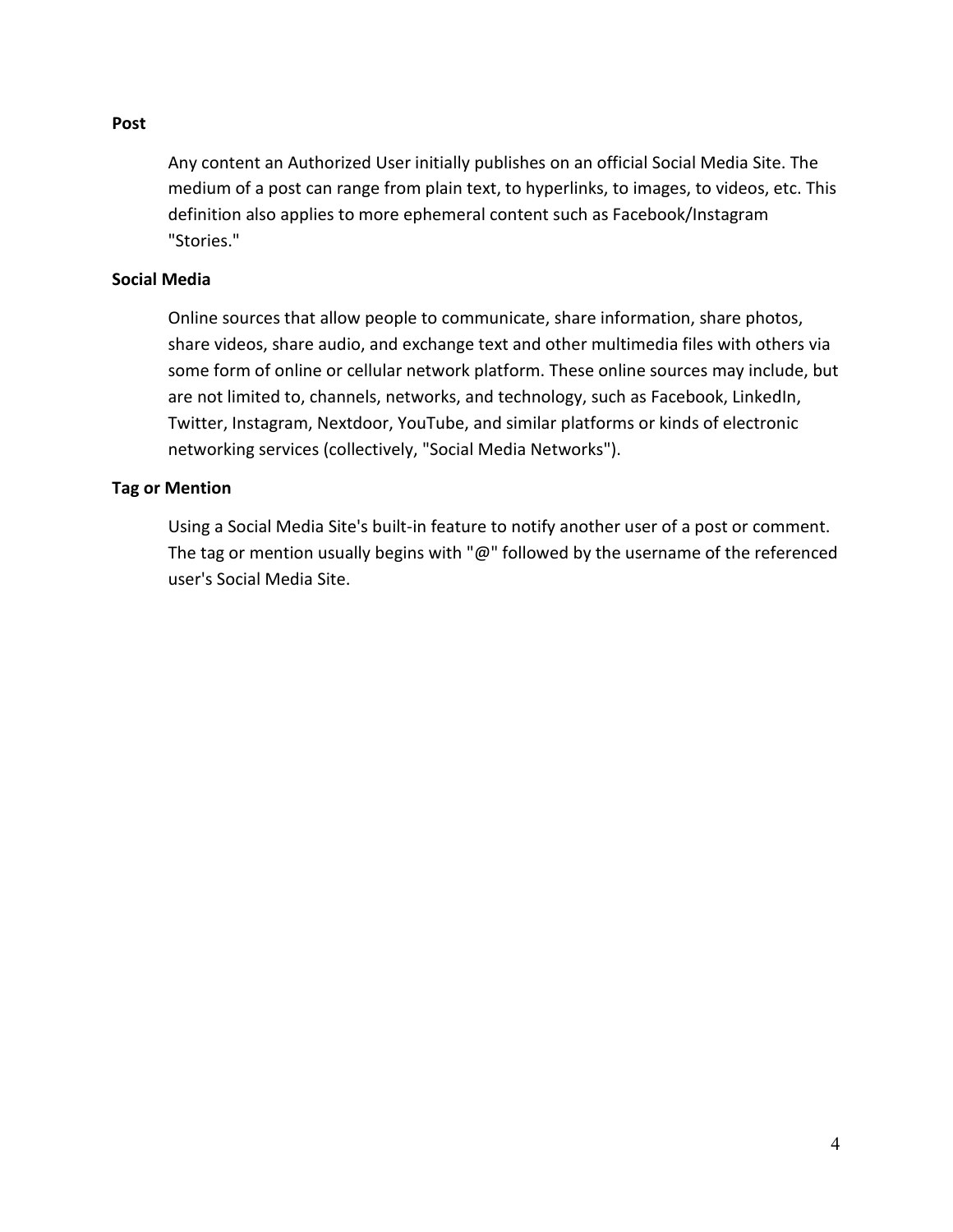**Post**

Any content an Authorized User initially publishes on an official Social Media Site. The medium of a post can range from plain text, to hyperlinks, to images, to videos, etc. This definition also applies to more ephemeral content such as Facebook/Instagram "Stories."

**Social Media**

Online sources that allow people to communicate, share information, share photos, share videos, share audio, and exchange text and other multimedia files with others via some form of online or cellular network platform. These online sources may include, but are not limited to, channels, networks, and technology, such as Facebook, LinkedIn, Twitter, Instagram, Nextdoor, YouTube, and similar platforms or kinds of electronic networking services (collectively, "Social Media Networks").

**Tag or Mention**

Using a Social Media Site's built-in feature to notify another user of a post or comment. The tag or mention usually begins with "@" followed by the username of the referenced user's Social Media Site.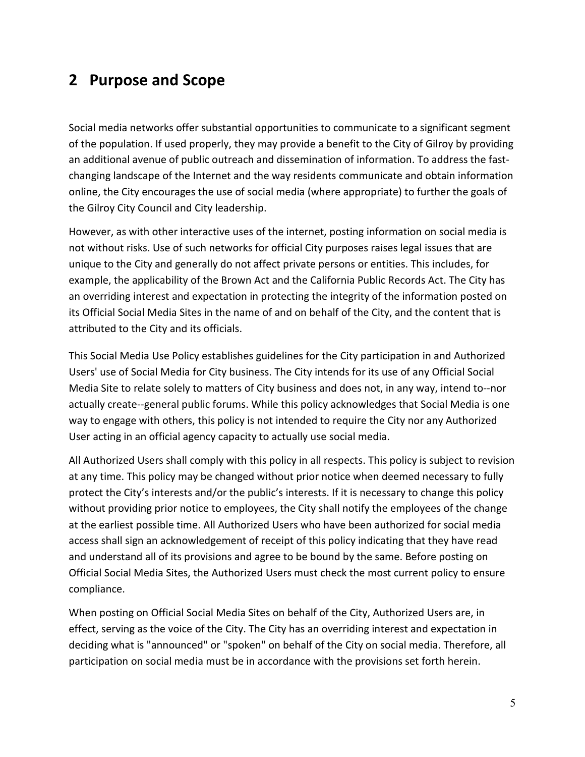## 2 Purpose and Scope

Social media networks offer substantial opportunities to communicate to a significant segment of the population. If used properly, they may provide a benefit to the City of Gilroy by providing an additional avenue of public outreach and dissemination of information. To address the fast-changing landscape of the Internet and the way residents communicate and obtain information online, the City encourages the use of social media (where appropriate) to further the goals of the Gilroy City Council and City leadership.

However, as with other interactive uses of the internet, posting information on social media is not without risks. Use of such networks for official City purposes raises legal issues that are unique to the City and generally do not affect private persons or entities. This includes, for example, the applicability of the Brown Act and the California Public Records Act. The City has an overriding interest and expectation in protecting the integrity of the information posted on its Official Social Media Sites in the name of and on behalf of the City, and the content that is attributed to the City and its officials.

This Social Media Use Policy establishes guidelines for the City participation in and Authorized Users' use of Social Media for City business. The City intends for its use of any Official Social Media Site to relate solely to matters of City business and does not, in any way, intend to--nor actually create--general public forums. While this policy acknowledges that Social Media is one way to engage with others, this policy is not intended to require the City nor any Authorized User acting in an official agency capacity to actually use social media.

All Authorized Users shall comply with this policy in all respects. This policy is subject to revision at any time. This policy may be changed without prior notice when deemed necessary to fully protect the City's interests and/or the public's interests. If it is necessary to change this policy without providing prior notice to employees, the City shall notify the employees of the change at the earliest possible time. All Authorized Users who have been authorized for social media access shall sign an acknowledgement of receipt of this policy indicating that they have read and understand all of its provisions and agree to be bound by the same. Before posting on Official Social Media Sites, the Authorized Users must check the most current policy to ensure compliance.

When posting on Official Social Media Sites on behalf of the City, Authorized Users are, in effect, serving as the voice of the City. The City has an overriding interest and expectation in deciding what is "announced" or "spoken" on behalf of the City on social media. Therefore, all participation on social media must be in accordance with the provisions set forth herein.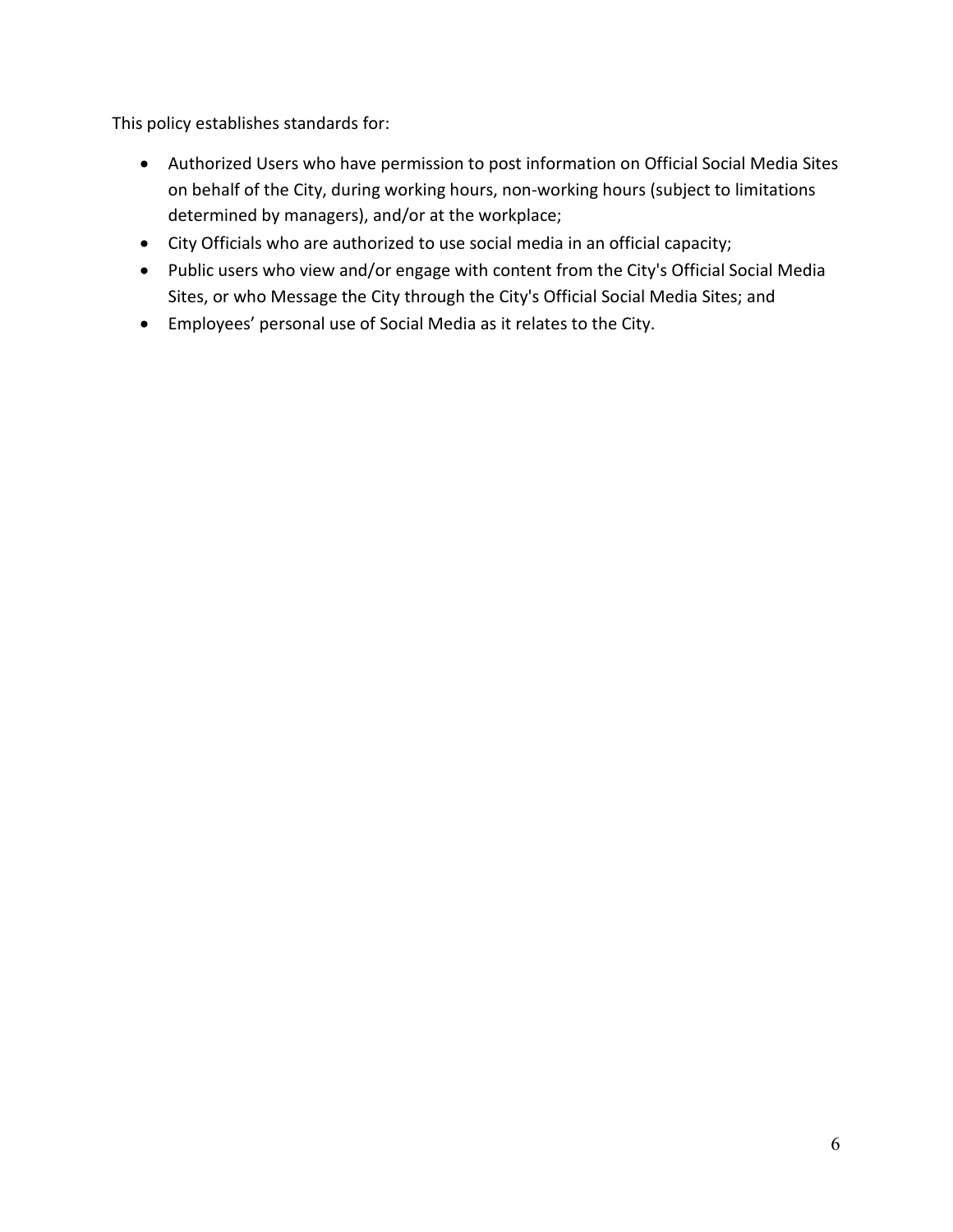This policy establishes standards for:

- Authorized Users who have permission to post information on Official Social Media Sites on behalf of the City, during working hours, non-working hours (subject to limitations determined by managers), and/or at the workplace;
- City Officials who are authorized to use social media in an official capacity;
- Public users who view and/or engage with content from the City's Official Social Media Sites, or who Message the City through the City's Official Social Media Sites; and
- Employees' personal use of Social Media as it relates to the City.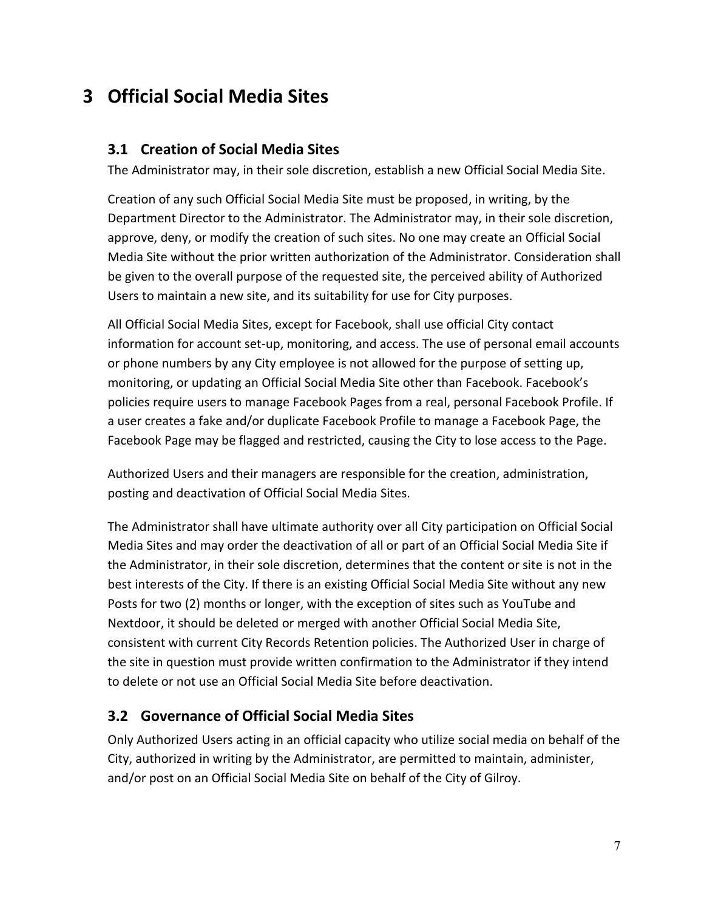# 3 Official Social Media Sites

## 3.1 Creation of Social Media Sites

The Administrator may, in their sole discretion, establish a new Official Social Media Site.

Creation of any such Official Social Media Site must be proposed, in writing, by the Department Director to the Administrator. The Administrator may, in their sole discretion, approve, deny, or modify the creation of such sites. No one may create an Official Social Media Site without the prior written authorization of the Administrator. Consideration shall be given to the overall purpose of the requested site, the perceived ability of Authorized Users to maintain a new site, and its suitability for use for City purposes.

All Official Social Media Sites, except for Facebook, shall use official City contact information for account set-up, monitoring, and access. The use of personal email accounts or phone numbers by any City employee is not allowed for the purpose of setting up, monitoring, or updating an Official Social Media Site other than Facebook. Facebook's policies require users to manage Facebook Pages from a real, personal Facebook Profile. If a user creates a fake and/or duplicate Facebook Profile to manage a Facebook Page, the Facebook Page may be flagged and restricted, causing the City to lose access to the Page.

Authorized Users and their managers are responsible for the creation, administration, posting and deactivation of Official Social Media Sites.

The Administrator shall have ultimate authority over all City participation on Official Social Media Sites and may order the deactivation of all or part of an Official Social Media Site if the Administrator, in their sole discretion, determines that the content or site is not in the best interests of the City. If there is an existing Official Social Media Site without any new Posts for two (2) months or longer, with the exception of sites such as YouTube and Nextdoor, it should be deleted or merged with another Official Social Media Site, consistent with current City Records Retention policies. The Authorized User in charge of the site in question must provide written confirmation to the Administrator if they intend to delete or not use an Official Social Media Site before deactivation.

## 3.2 Governance of Official Social Media Sites

Only Authorized Users acting in an official capacity who utilize social media on behalf of the City, authorized in writing by the Administrator, are permitted to maintain, administer, and/or post on an Official Social Media Site on behalf of the City of Gilroy.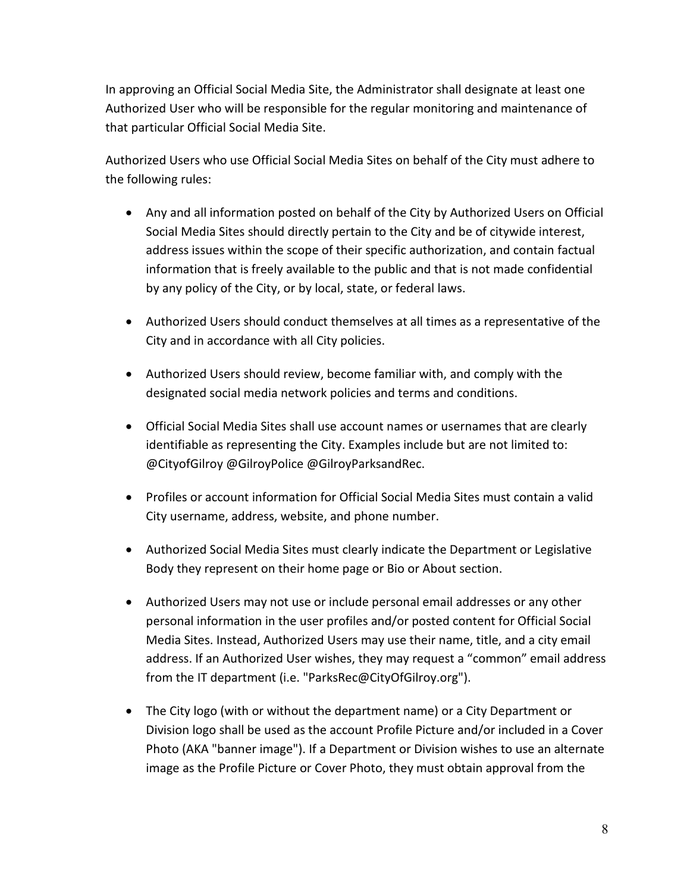In approving an Official Social Media Site, the Administrator shall designate at least one Authorized User who will be responsible for the regular monitoring and maintenance of that particular Official Social Media Site.

Authorized Users who use Official Social Media Sites on behalf of the City must adhere to the following rules:

- Any and all information posted on behalf of the City by Authorized Users on Official Social Media Sites should directly pertain to the City and be of citywide interest, address issues within the scope of their specific authorization, and contain factual information that is freely available to the public and that is not made confidential by any policy of the City, or by local, state, or federal laws.

- Authorized Users should conduct themselves at all times as a representative of the City and in accordance with all City policies.

- Authorized Users should review, become familiar with, and comply with the designated social media network policies and terms and conditions.

- Official Social Media Sites shall use account names or usernames that are clearly identifiable as representing the City. Examples include but are not limited to: @CityofGilroy @GilroyPolice @GilroyParksandRec.

- Profiles or account information for Official Social Media Sites must contain a valid City username, address, website, and phone number.

- Authorized Social Media Sites must clearly indicate the Department or Legislative Body they represent on their home page or Bio or About section.

- Authorized Users may not use or include personal email addresses or any other personal information in the user profiles and/or posted content for Official Social Media Sites. Instead, Authorized Users may use their name, title, and a city email address. If an Authorized User wishes, they may request a “common” email address from the IT department (i.e. "ParksRec@CityOfGilroy.org").

- The City logo (with or without the department name) or a City Department or Division logo shall be used as the account Profile Picture and/or included in a Cover Photo (AKA "banner image"). If a Department or Division wishes to use an alternate image as the Profile Picture or Cover Photo, they must obtain approval from the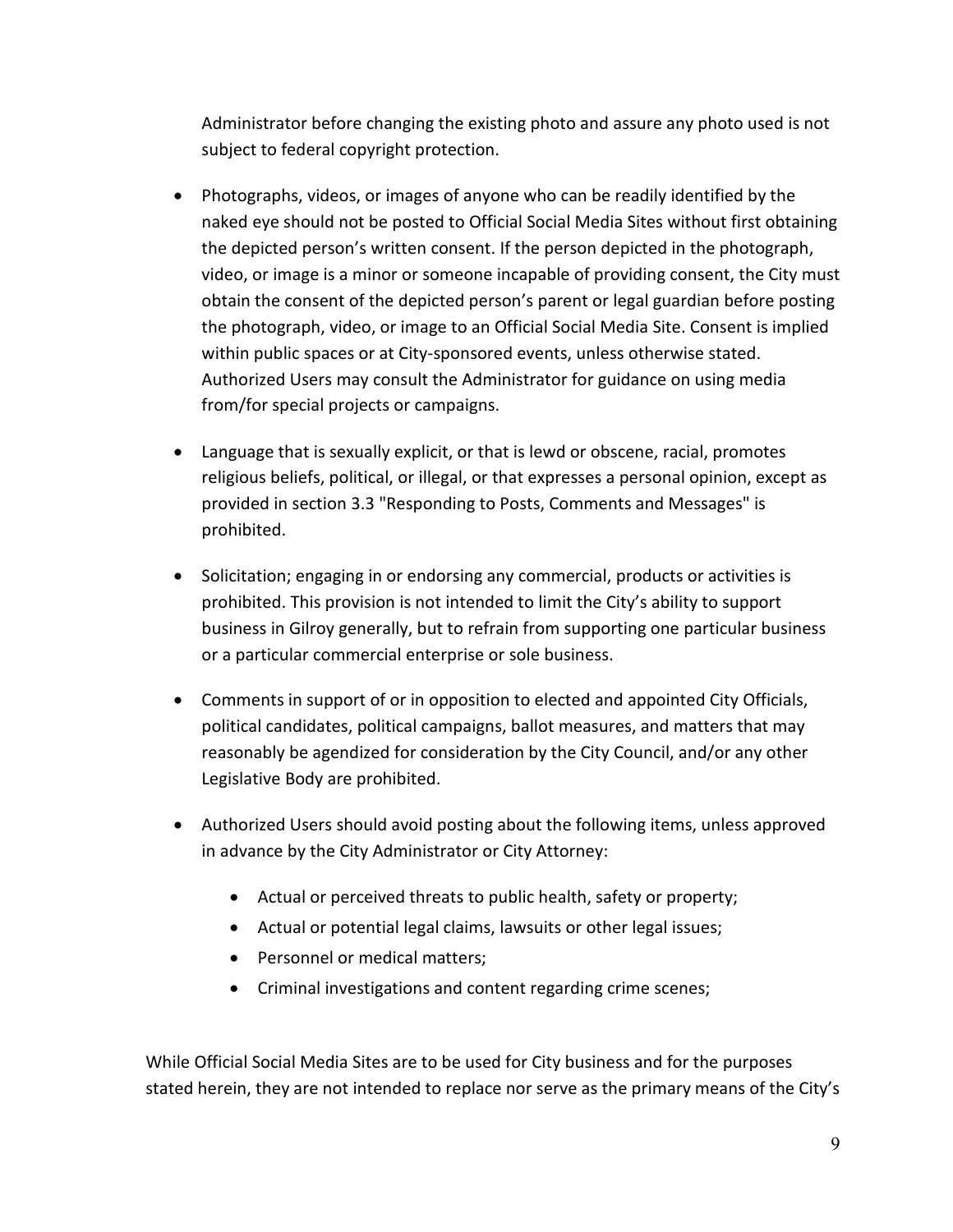Administrator before changing the existing photo and assure any photo used is not subject to federal copyright protection.

- Photographs, videos, or images of anyone who can be readily identified by the naked eye should not be posted to Official Social Media Sites without first obtaining the depicted person's written consent. If the person depicted in the photograph, video, or image is a minor or someone incapable of providing consent, the City must obtain the consent of the depicted person's parent or legal guardian before posting the photograph, video, or image to an Official Social Media Site. Consent is implied within public spaces or at City-sponsored events, unless otherwise stated. Authorized Users may consult the Administrator for guidance on using media from/for special projects or campaigns.

- Language that is sexually explicit, or that is lewd or obscene, racial, promotes religious beliefs, political, or illegal, or that expresses a personal opinion, except as provided in section 3.3 "Responding to Posts, Comments and Messages" is prohibited.

- Solicitation; engaging in or endorsing any commercial, products or activities is prohibited. This provision is not intended to limit the City's ability to support business in Gilroy generally, but to refrain from supporting one particular business or a particular commercial enterprise or sole business.

- Comments in support of or in opposition to elected and appointed City Officials, political candidates, political campaigns, ballot measures, and matters that may reasonably be agendized for consideration by the City Council, and/or any other Legislative Body are prohibited.

- Authorized Users should avoid posting about the following items, unless approved in advance by the City Administrator or City Attorney:

    - Actual or perceived threats to public health, safety or property;
    - Actual or potential legal claims, lawsuits or other legal issues;
    - Personnel or medical matters;
    - Criminal investigations and content regarding crime scenes;

While Official Social Media Sites are to be used for City business and for the purposes stated herein, they are not intended to replace nor serve as the primary means of the City's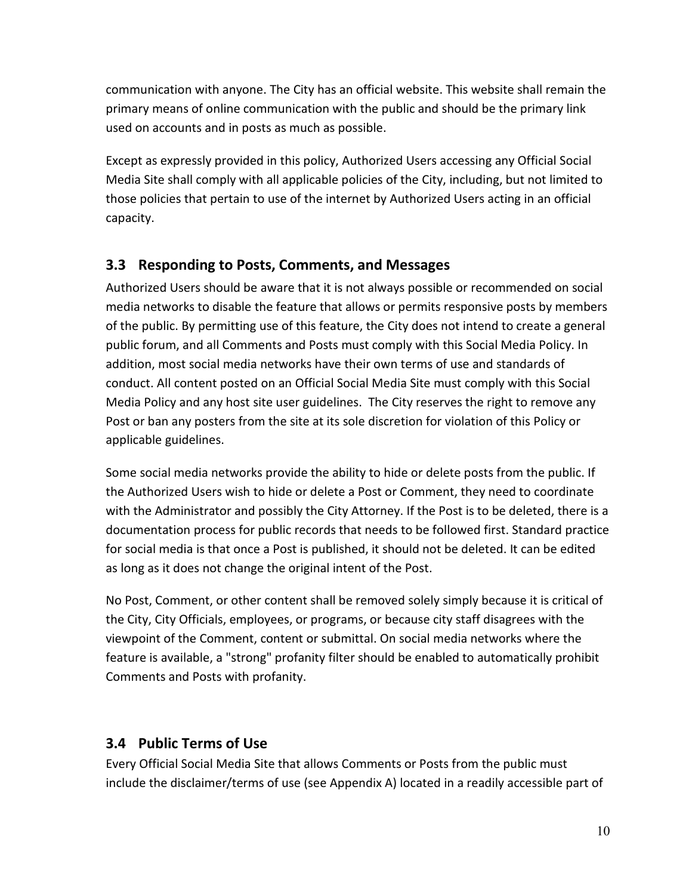communication with anyone. The City has an official website. This website shall remain the primary means of online communication with the public and should be the primary link used on accounts and in posts as much as possible.

Except as expressly provided in this policy, Authorized Users accessing any Official Social Media Site shall comply with all applicable policies of the City, including, but not limited to those policies that pertain to use of the internet by Authorized Users acting in an official capacity.

## 3.3 Responding to Posts, Comments, and Messages

Authorized Users should be aware that it is not always possible or recommended on social media networks to disable the feature that allows or permits responsive posts by members of the public. By permitting use of this feature, the City does not intend to create a general public forum, and all Comments and Posts must comply with this Social Media Policy. In addition, most social media networks have their own terms of use and standards of conduct. All content posted on an Official Social Media Site must comply with this Social Media Policy and any host site user guidelines. The City reserves the right to remove any Post or ban any posters from the site at its sole discretion for violation of this Policy or applicable guidelines.

Some social media networks provide the ability to hide or delete posts from the public. If the Authorized Users wish to hide or delete a Post or Comment, they need to coordinate with the Administrator and possibly the City Attorney. If the Post is to be deleted, there is a documentation process for public records that needs to be followed first. Standard practice for social media is that once a Post is published, it should not be deleted. It can be edited as long as it does not change the original intent of the Post.

No Post, Comment, or other content shall be removed solely simply because it is critical of the City, City Officials, employees, or programs, or because city staff disagrees with the viewpoint of the Comment, content or submittal. On social media networks where the feature is available, a "strong" profanity filter should be enabled to automatically prohibit Comments and Posts with profanity.

## 3.4 Public Terms of Use

Every Official Social Media Site that allows Comments or Posts from the public must include the disclaimer/terms of use (see Appendix A) located in a readily accessible part of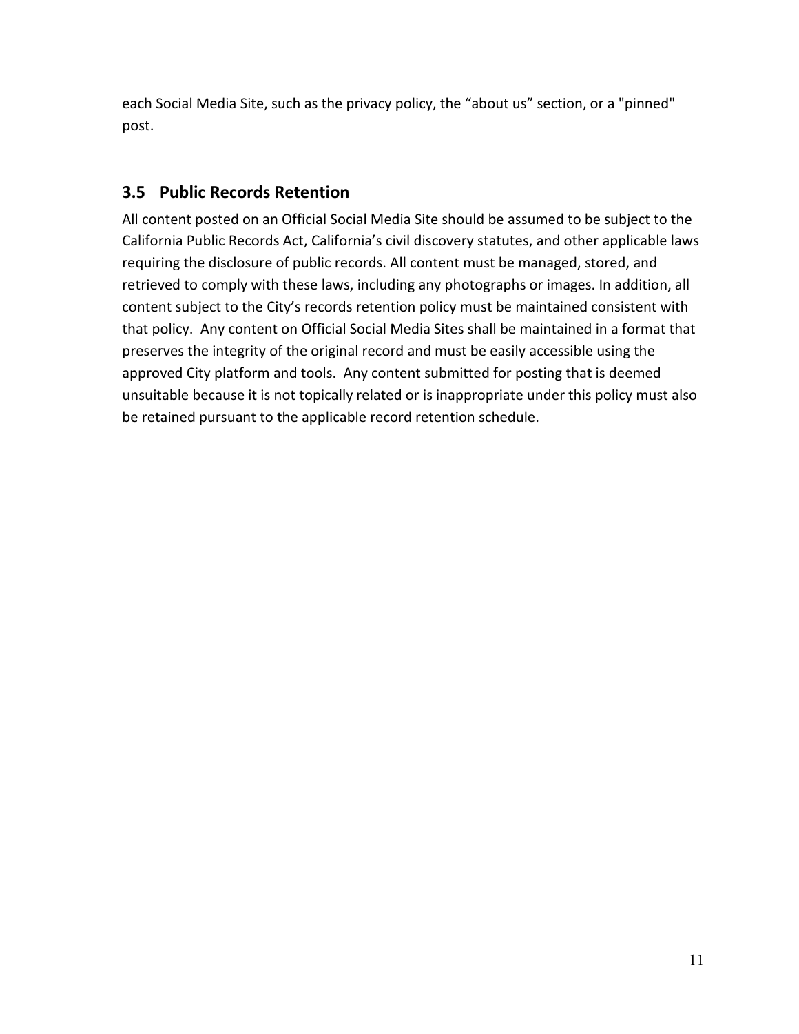each Social Media Site, such as the privacy policy, the “about us” section, or a "pinned" post.

## 3.5 Public Records Retention

All content posted on an Official Social Media Site should be assumed to be subject to the California Public Records Act, California’s civil discovery statutes, and other applicable laws requiring the disclosure of public records. All content must be managed, stored, and retrieved to comply with these laws, including any photographs or images. In addition, all content subject to the City’s records retention policy must be maintained consistent with that policy. Any content on Official Social Media Sites shall be maintained in a format that preserves the integrity of the original record and must be easily accessible using the approved City platform and tools. Any content submitted for posting that is deemed unsuitable because it is not topically related or is inappropriate under this policy must also be retained pursuant to the applicable record retention schedule.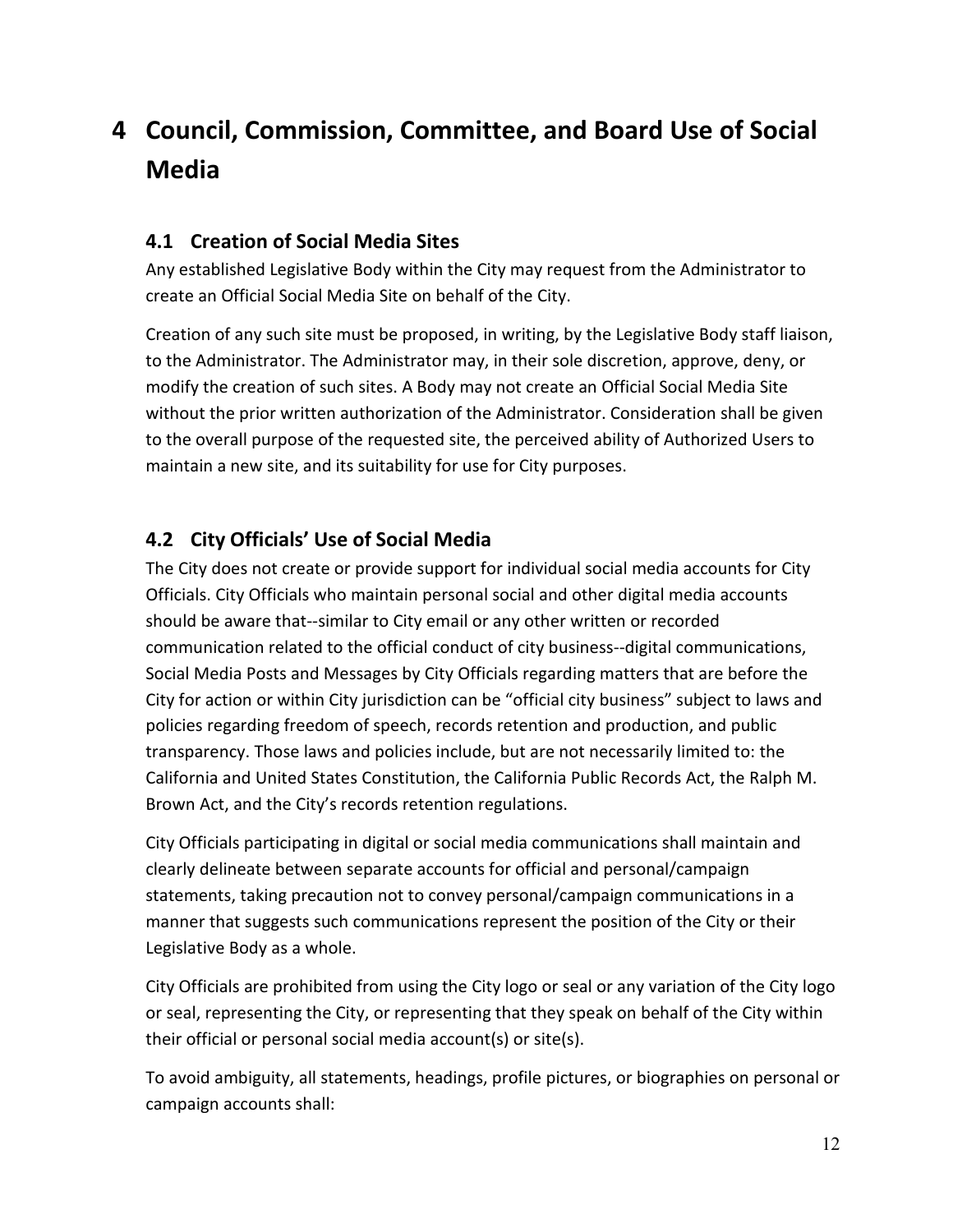# 4 Council, Commission, Committee, and Board Use of Social Media

## 4.1 Creation of Social Media Sites

Any established Legislative Body within the City may request from the Administrator to create an Official Social Media Site on behalf of the City.

Creation of any such site must be proposed, in writing, by the Legislative Body staff liaison, to the Administrator. The Administrator may, in their sole discretion, approve, deny, or modify the creation of such sites. A Body may not create an Official Social Media Site without the prior written authorization of the Administrator. Consideration shall be given to the overall purpose of the requested site, the perceived ability of Authorized Users to maintain a new site, and its suitability for use for City purposes.

## 4.2 City Officials' Use of Social Media

The City does not create or provide support for individual social media accounts for City Officials. City Officials who maintain personal social and other digital media accounts should be aware that--similar to City email or any other written or recorded communication related to the official conduct of city business--digital communications, Social Media Posts and Messages by City Officials regarding matters that are before the City for action or within City jurisdiction can be "official city business" subject to laws and policies regarding freedom of speech, records retention and production, and public transparency. Those laws and policies include, but are not necessarily limited to: the California and United States Constitution, the California Public Records Act, the Ralph M. Brown Act, and the City's records retention regulations.

City Officials participating in digital or social media communications shall maintain and clearly delineate between separate accounts for official and personal/campaign statements, taking precaution not to convey personal/campaign communications in a manner that suggests such communications represent the position of the City or their Legislative Body as a whole.

City Officials are prohibited from using the City logo or seal or any variation of the City logo or seal, representing the City, or representing that they speak on behalf of the City within their official or personal social media account(s) or site(s).

To avoid ambiguity, all statements, headings, profile pictures, or biographies on personal or campaign accounts shall: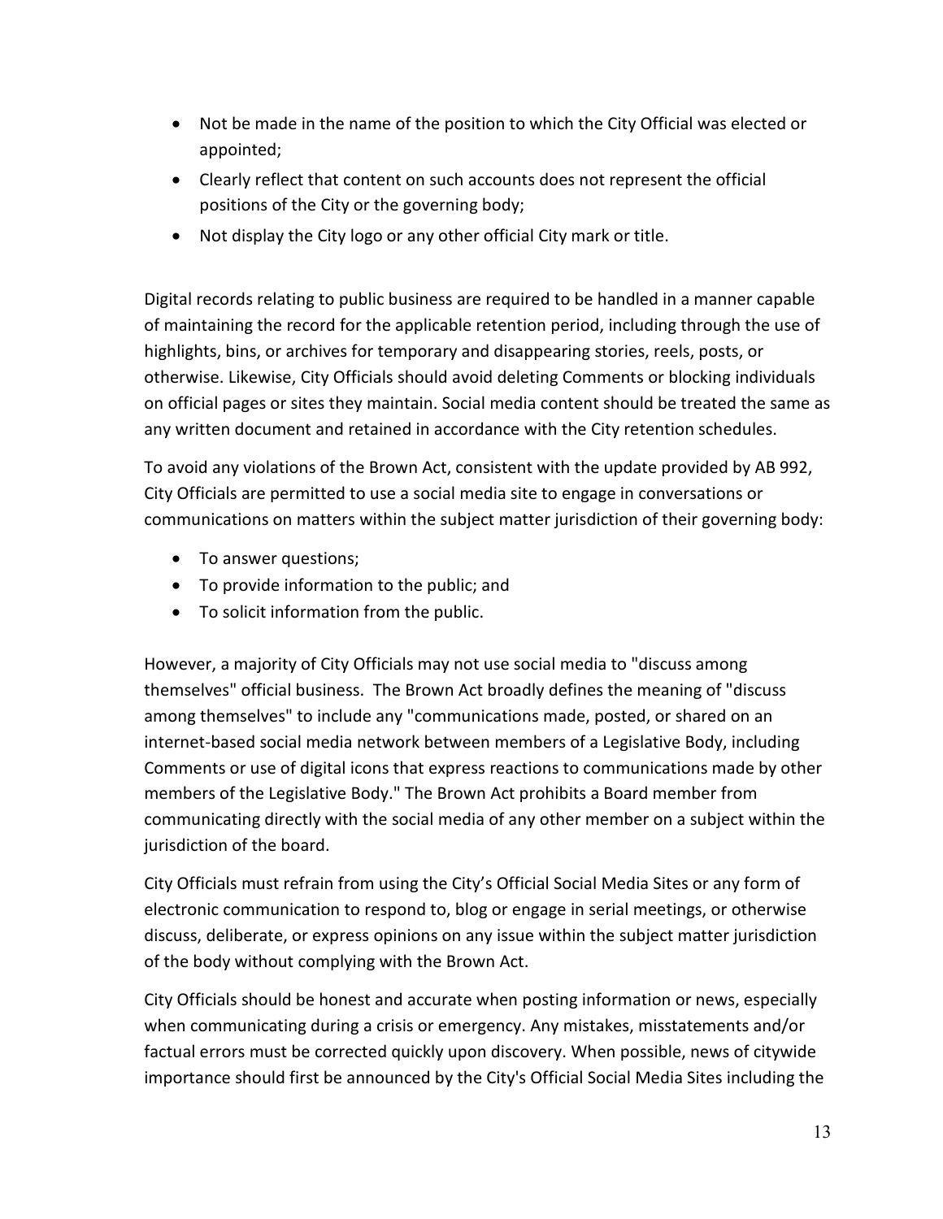- Not be made in the name of the position to which the City Official was elected or appointed;
- Clearly reflect that content on such accounts does not represent the official positions of the City or the governing body;
- Not display the City logo or any other official City mark or title.

Digital records relating to public business are required to be handled in a manner capable of maintaining the record for the applicable retention period, including through the use of highlights, bins, or archives for temporary and disappearing stories, reels, posts, or otherwise. Likewise, City Officials should avoid deleting Comments or blocking individuals on official pages or sites they maintain. Social media content should be treated the same as any written document and retained in accordance with the City retention schedules.

To avoid any violations of the Brown Act, consistent with the update provided by AB 992, City Officials are permitted to use a social media site to engage in conversations or communications on matters within the subject matter jurisdiction of their governing body:

- To answer questions;
- To provide information to the public; and
- To solicit information from the public.

However, a majority of City Officials may not use social media to "discuss among themselves" official business. The Brown Act broadly defines the meaning of "discuss among themselves" to include any "communications made, posted, or shared on an internet-based social media network between members of a Legislative Body, including Comments or use of digital icons that express reactions to communications made by other members of the Legislative Body." The Brown Act prohibits a Board member from communicating directly with the social media of any other member on a subject within the jurisdiction of the board.

City Officials must refrain from using the City's Official Social Media Sites or any form of electronic communication to respond to, blog or engage in serial meetings, or otherwise discuss, deliberate, or express opinions on any issue within the subject matter jurisdiction of the body without complying with the Brown Act.

City Officials should be honest and accurate when posting information or news, especially when communicating during a crisis or emergency. Any mistakes, misstatements and/or factual errors must be corrected quickly upon discovery. When possible, news of citywide importance should first be announced by the City's Official Social Media Sites including the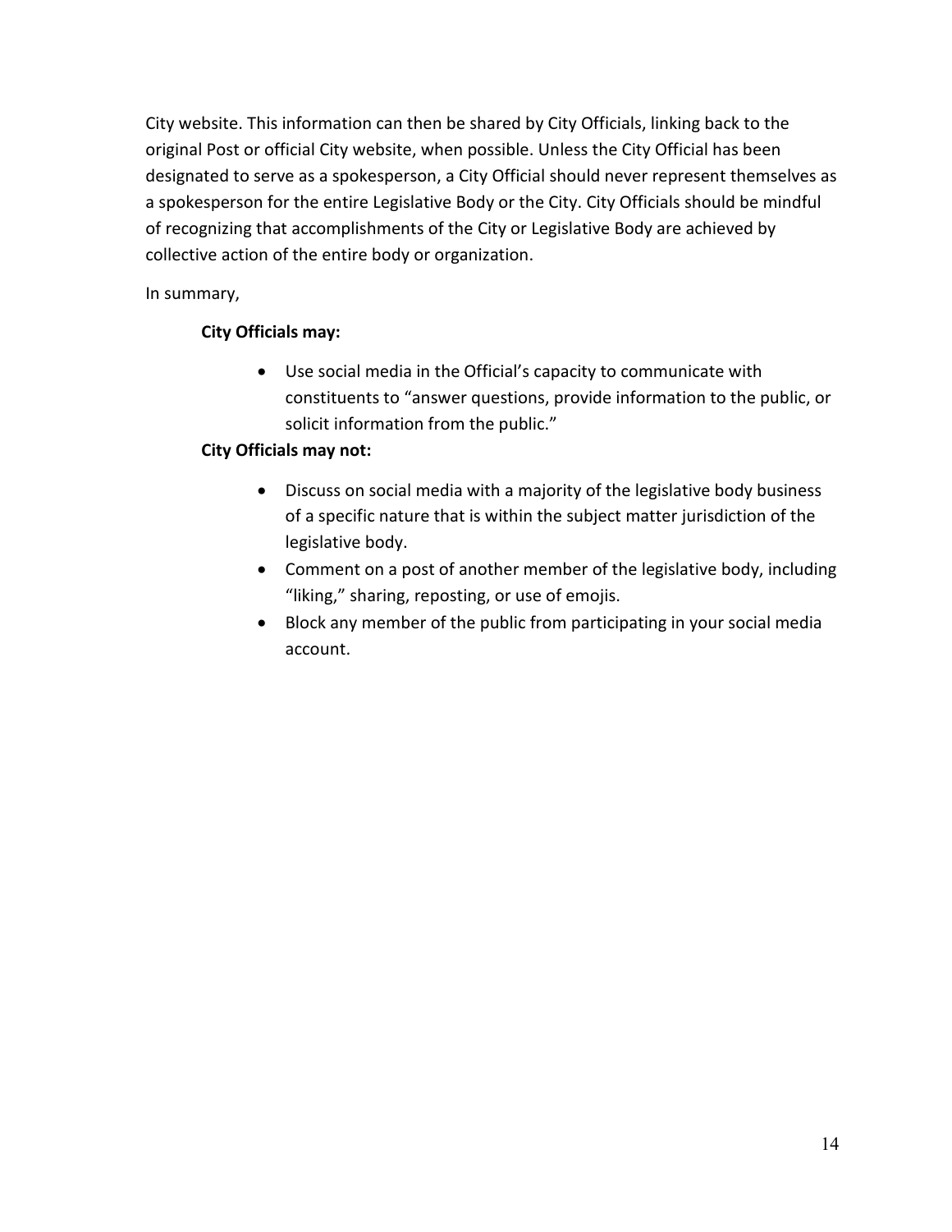City website. This information can then be shared by City Officials, linking back to the original Post or official City website, when possible. Unless the City Official has been designated to serve as a spokesperson, a City Official should never represent themselves as a spokesperson for the entire Legislative Body or the City. City Officials should be mindful of recognizing that accomplishments of the City or Legislative Body are achieved by collective action of the entire body or organization.

In summary,

**City Officials may:**

- Use social media in the Official's capacity to communicate with constituents to "answer questions, provide information to the public, or solicit information from the public."

**City Officials may not:**

- Discuss on social media with a majority of the legislative body business of a specific nature that is within the subject matter jurisdiction of the legislative body.
- Comment on a post of another member of the legislative body, including "liking," sharing, reposting, or use of emojis.
- Block any member of the public from participating in your social media account.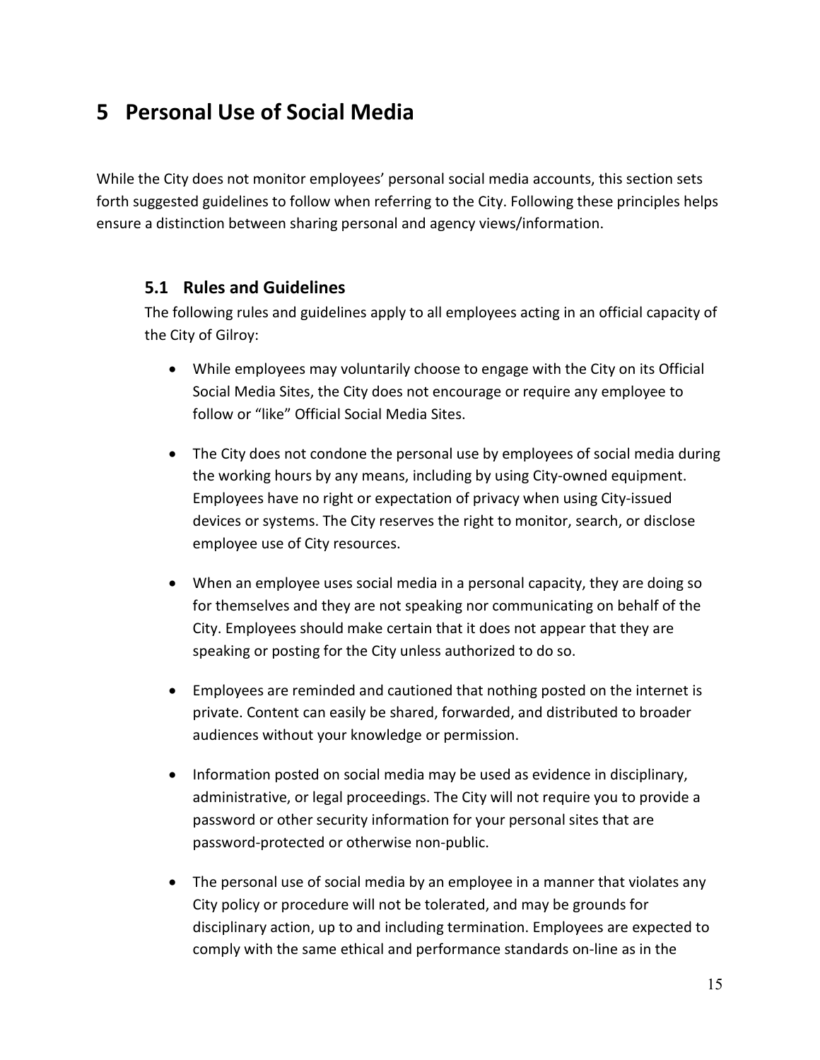# 5 Personal Use of Social Media

While the City does not monitor employees' personal social media accounts, this section sets forth suggested guidelines to follow when referring to the City. Following these principles helps ensure a distinction between sharing personal and agency views/information.

## 5.1 Rules and Guidelines

The following rules and guidelines apply to all employees acting in an official capacity of the City of Gilroy:

- While employees may voluntarily choose to engage with the City on its Official Social Media Sites, the City does not encourage or require any employee to follow or "like" Official Social Media Sites.
- The City does not condone the personal use by employees of social media during the working hours by any means, including by using City-owned equipment. Employees have no right or expectation of privacy when using City-issued devices or systems. The City reserves the right to monitor, search, or disclose employee use of City resources.
- When an employee uses social media in a personal capacity, they are doing so for themselves and they are not speaking nor communicating on behalf of the City. Employees should make certain that it does not appear that they are speaking or posting for the City unless authorized to do so.
- Employees are reminded and cautioned that nothing posted on the internet is private. Content can easily be shared, forwarded, and distributed to broader audiences without your knowledge or permission.
- Information posted on social media may be used as evidence in disciplinary, administrative, or legal proceedings. The City will not require you to provide a password or other security information for your personal sites that are password-protected or otherwise non-public.
- The personal use of social media by an employee in a manner that violates any City policy or procedure will not be tolerated, and may be grounds for disciplinary action, up to and including termination. Employees are expected to comply with the same ethical and performance standards on-line as in the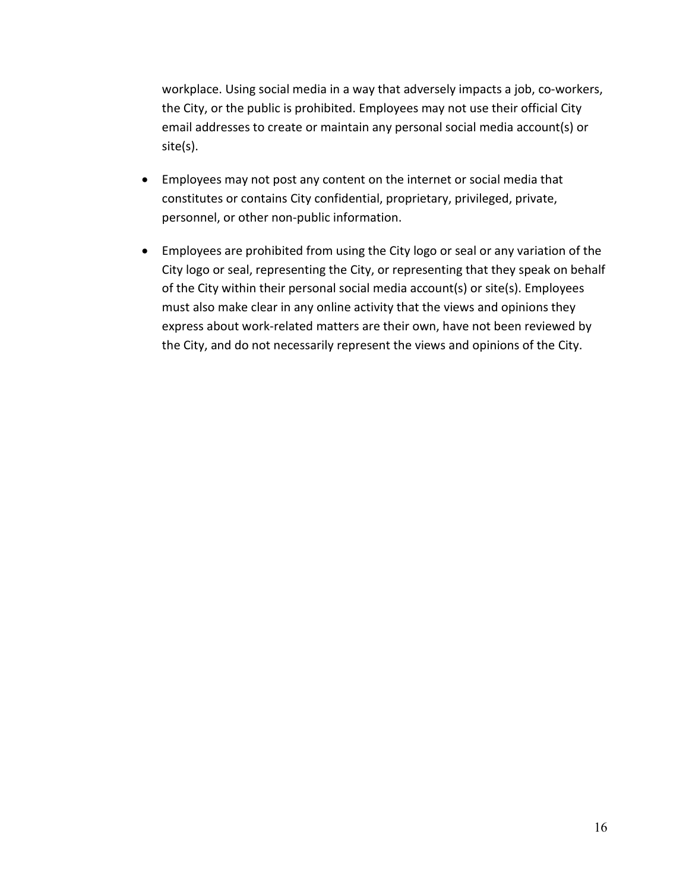workplace. Using social media in a way that adversely impacts a job, co-workers, the City, or the public is prohibited. Employees may not use their official City email addresses to create or maintain any personal social media account(s) or site(s).

- Employees may not post any content on the internet or social media that constitutes or contains City confidential, proprietary, privileged, private, personnel, or other non-public information.
- Employees are prohibited from using the City logo or seal or any variation of the City logo or seal, representing the City, or representing that they speak on behalf of the City within their personal social media account(s) or site(s). Employees must also make clear in any online activity that the views and opinions they express about work-related matters are their own, have not been reviewed by the City, and do not necessarily represent the views and opinions of the City.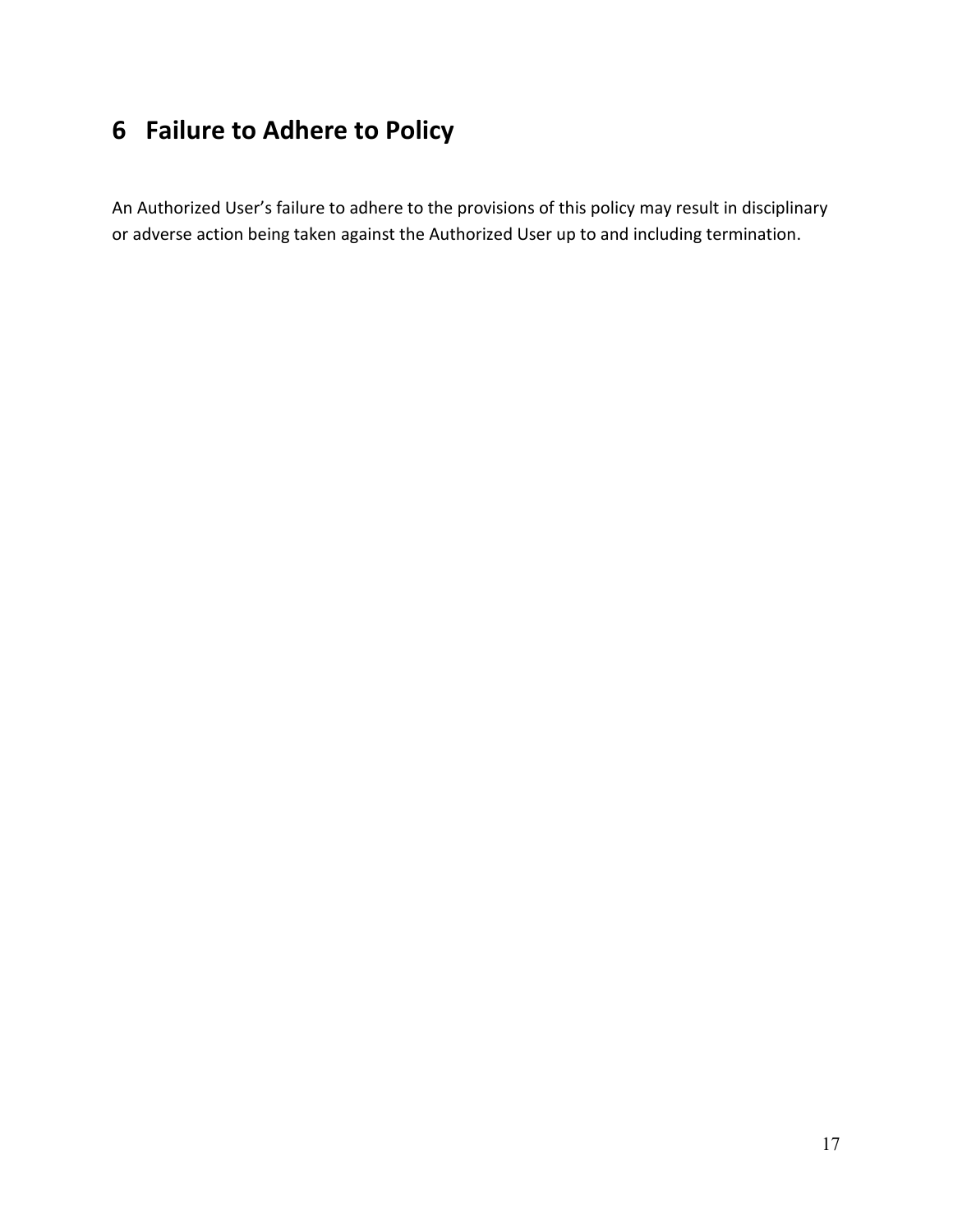# 6 Failure to Adhere to Policy

An Authorized User's failure to adhere to the provisions of this policy may result in disciplinary or adverse action being taken against the Authorized User up to and including termination.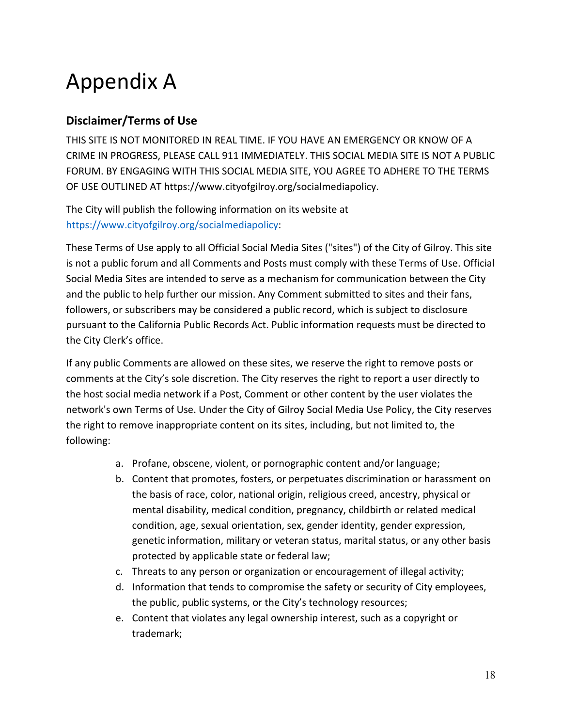# Appendix A

## Disclaimer/Terms of Use

THIS SITE IS NOT MONITORED IN REAL TIME. IF YOU HAVE AN EMERGENCY OR KNOW OF A CRIME IN PROGRESS, PLEASE CALL 911 IMMEDIATELY. THIS SOCIAL MEDIA SITE IS NOT A PUBLIC FORUM. BY ENGAGING WITH THIS SOCIAL MEDIA SITE, YOU AGREE TO ADHERE TO THE TERMS OF USE OUTLINED AT https://www.cityofgilroy.org/socialmediapolicy.

The City will publish the following information on its website at [https://www.cityofgilroy.org/socialmediapolicy](https://www.cityofgilroy.org/socialmediapolicy):

These Terms of Use apply to all Official Social Media Sites ("sites") of the City of Gilroy. This site is not a public forum and all Comments and Posts must comply with these Terms of Use. Official Social Media Sites are intended to serve as a mechanism for communication between the City and the public to help further our mission. Any Comment submitted to sites and their fans, followers, or subscribers may be considered a public record, which is subject to disclosure pursuant to the California Public Records Act. Public information requests must be directed to the City Clerk's office.

If any public Comments are allowed on these sites, we reserve the right to remove posts or comments at the City's sole discretion. The City reserves the right to report a user directly to the host social media network if a Post, Comment or other content by the user violates the network's own Terms of Use. Under the City of Gilroy Social Media Use Policy, the City reserves the right to remove inappropriate content on its sites, including, but not limited to, the following:

a. Profane, obscene, violent, or pornographic content and/or language;
b. Content that promotes, fosters, or perpetuates discrimination or harassment on the basis of race, color, national origin, religious creed, ancestry, physical or mental disability, medical condition, pregnancy, childbirth or related medical condition, age, sexual orientation, sex, gender identity, gender expression, genetic information, military or veteran status, marital status, or any other basis protected by applicable state or federal law;
c. Threats to any person or organization or encouragement of illegal activity;
d. Information that tends to compromise the safety or security of City employees, the public, public systems, or the City's technology resources;
e. Content that violates any legal ownership interest, such as a copyright or trademark;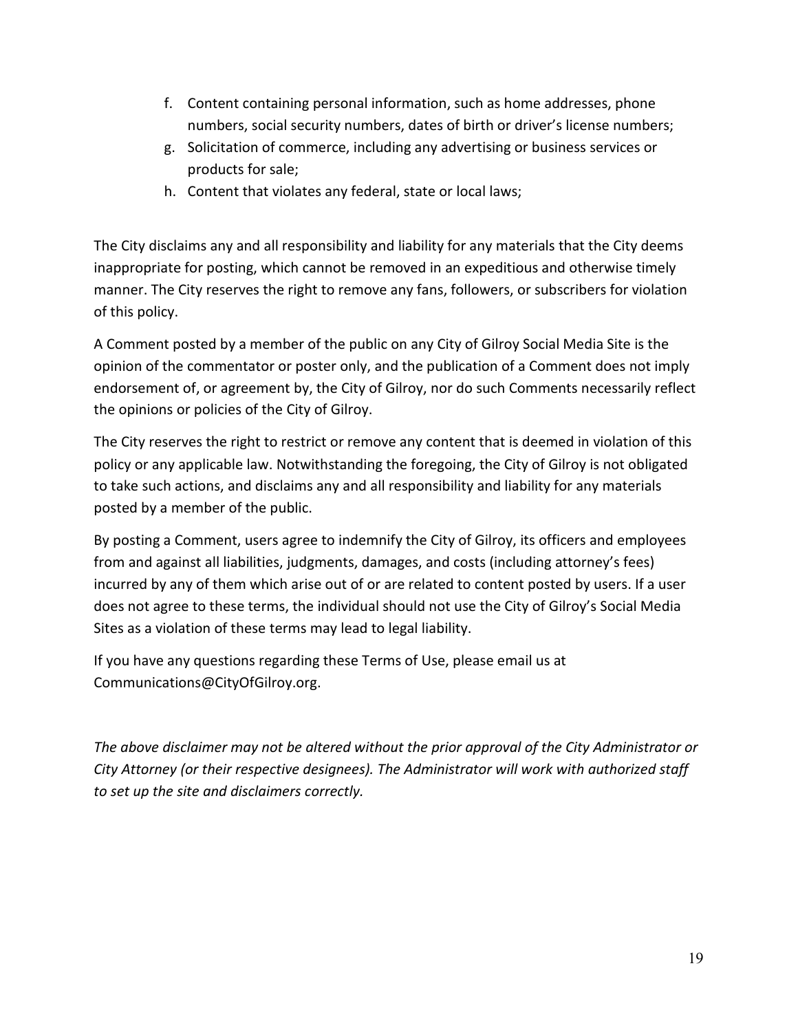f. Content containing personal information, such as home addresses, phone numbers, social security numbers, dates of birth or driver's license numbers;
g. Solicitation of commerce, including any advertising or business services or products for sale;
h. Content that violates any federal, state or local laws;

The City disclaims any and all responsibility and liability for any materials that the City deems inappropriate for posting, which cannot be removed in an expeditious and otherwise timely manner. The City reserves the right to remove any fans, followers, or subscribers for violation of this policy.

A Comment posted by a member of the public on any City of Gilroy Social Media Site is the opinion of the commentator or poster only, and the publication of a Comment does not imply endorsement of, or agreement by, the City of Gilroy, nor do such Comments necessarily reflect the opinions or policies of the City of Gilroy.

The City reserves the right to restrict or remove any content that is deemed in violation of this policy or any applicable law. Notwithstanding the foregoing, the City of Gilroy is not obligated to take such actions, and disclaims any and all responsibility and liability for any materials posted by a member of the public.

By posting a Comment, users agree to indemnify the City of Gilroy, its officers and employees from and against all liabilities, judgments, damages, and costs (including attorney's fees) incurred by any of them which arise out of or are related to content posted by users. If a user does not agree to these terms, the individual should not use the City of Gilroy's Social Media Sites as a violation of these terms may lead to legal liability.

If you have any questions regarding these Terms of Use, please email us at Communications@CityOfGilroy.org.

*The above disclaimer may not be altered without the prior approval of the City Administrator or City Attorney (or their respective designees). The Administrator will work with authorized staff to set up the site and disclaimers correctly.*